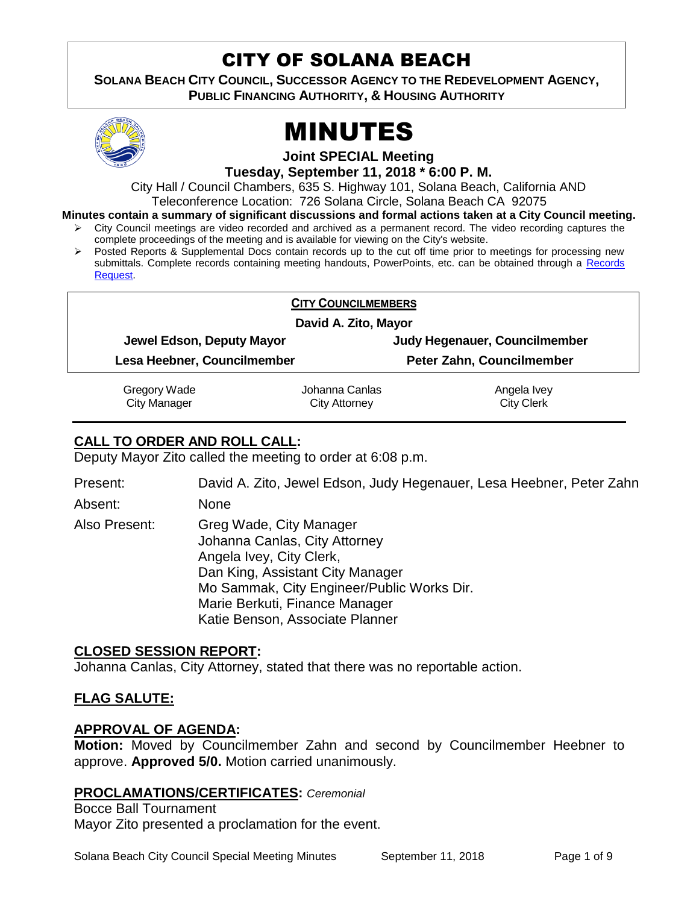# CITY OF SOLANA BEACH

**SOLANA BEACH CITY COUNCIL, SUCCESSOR AGENCY TO THE REDEVELOPMENT AGENCY, PUBLIC FINANCING AUTHORITY, & HOUSING AUTHORITY**

# MINUTES

**Joint SPECIAL Meeting**

**Tuesday, September 11, 2018 * 6:00 P. M.**

City Hall / Council Chambers, 635 S. Highway 101, Solana Beach, California AND Teleconference Location: 726 Solana Circle, Solana Beach CA 92075

**Minutes contain a summary of significant discussions and formal actions taken at a City Council meeting.**

- City Council meetings are video recorded and archived as a permanent record. The video recording captures the complete proceedings of the meeting and is available for viewing on the City's website.
- Posted Reports & Supplemental Docs contain records up to the cut off time prior to meetings for processing new submittals. Complete records containing meeting handouts, PowerPoints, etc. can be obtained through a Records Request.

**CITY COUNCILMEMBERS**

**David A. Zito, Mayor**

| | |
|---|---|
| **Jewel Edson, Deputy Mayor** | **Judy Hegenauer, Councilmember** |
| **Lesa Heebner, Councilmember** | **Peter Zahn, Councilmember** |

| | | |
|---|---|---|
| Gregory Wade<br>City Manager | Johanna Canlas<br>City Attorney | Angela Ivey<br>City Clerk |

## CALL TO ORDER AND ROLL CALL:

Deputy Mayor Zito called the meeting to order at 6:08 p.m.

Present: David A. Zito, Jewel Edson, Judy Hegenauer, Lesa Heebner, Peter Zahn

Absent: None

Also Present: Greg Wade, City Manager
Johanna Canlas, City Attorney
Angela Ivey, City Clerk,
Dan King, Assistant City Manager
Mo Sammak, City Engineer/Public Works Dir.
Marie Berkuti, Finance Manager
Katie Benson, Associate Planner

## CLOSED SESSION REPORT:

Johanna Canlas, City Attorney, stated that there was no reportable action.

## FLAG SALUTE:

## APPROVAL OF AGENDA:

**Motion:** Moved by Councilmember Zahn and second by Councilmember Heebner to approve. **Approved 5/0.** Motion carried unanimously.

## PROCLAMATIONS/CERTIFICATES: *Ceremonial*

Bocce Ball Tournament

Mayor Zito presented a proclamation for the event.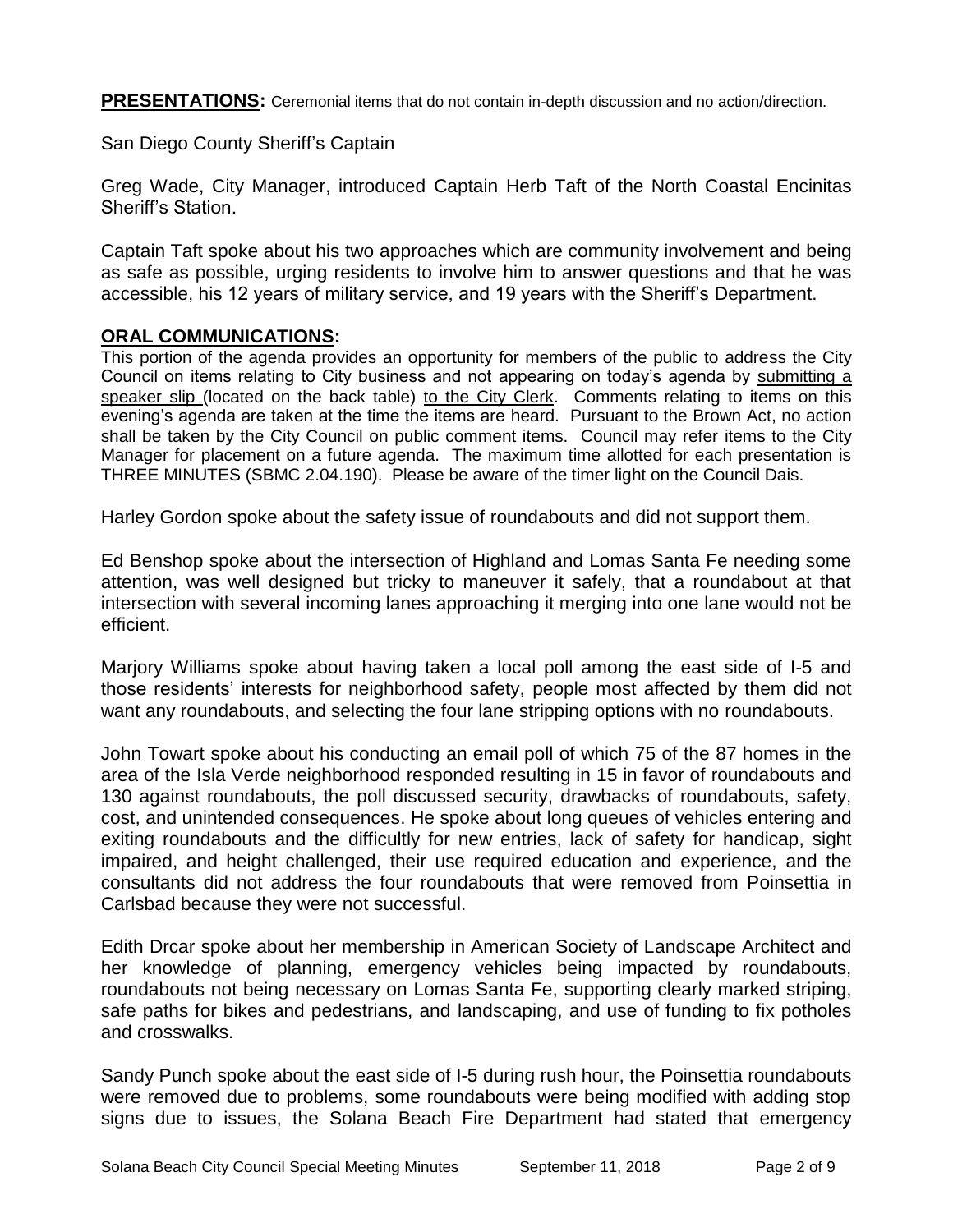**PRESENTATIONS:** Ceremonial items that do not contain in-depth discussion and no action/direction.

San Diego County Sheriff's Captain

Greg Wade, City Manager, introduced Captain Herb Taft of the North Coastal Encinitas Sheriff's Station.

Captain Taft spoke about his two approaches which are community involvement and being as safe as possible, urging residents to involve him to answer questions and that he was accessible, his 12 years of military service, and 19 years with the Sheriff's Department.

**ORAL COMMUNICATIONS:**

This portion of the agenda provides an opportunity for members of the public to address the City Council on items relating to City business and not appearing on today's agenda by submitting a speaker slip (located on the back table) to the City Clerk. Comments relating to items on this evening's agenda are taken at the time the items are heard. Pursuant to the Brown Act, no action shall be taken by the City Council on public comment items. Council may refer items to the City Manager for placement on a future agenda. The maximum time allotted for each presentation is THREE MINUTES (SBMC 2.04.190). Please be aware of the timer light on the Council Dais.

Harley Gordon spoke about the safety issue of roundabouts and did not support them.

Ed Benshop spoke about the intersection of Highland and Lomas Santa Fe needing some attention, was well designed but tricky to maneuver it safely, that a roundabout at that intersection with several incoming lanes approaching it merging into one lane would not be efficient.

Marjory Williams spoke about having taken a local poll among the east side of I-5 and those residents' interests for neighborhood safety, people most affected by them did not want any roundabouts, and selecting the four lane stripping options with no roundabouts.

John Towart spoke about his conducting an email poll of which 75 of the 87 homes in the area of the Isla Verde neighborhood responded resulting in 15 in favor of roundabouts and 130 against roundabouts, the poll discussed security, drawbacks of roundabouts, safety, cost, and unintended consequences. He spoke about long queues of vehicles entering and exiting roundabouts and the difficultly for new entries, lack of safety for handicap, sight impaired, and height challenged, their use required education and experience, and the consultants did not address the four roundabouts that were removed from Poinsettia in Carlsbad because they were not successful.

Edith Drcar spoke about her membership in American Society of Landscape Architect and her knowledge of planning, emergency vehicles being impacted by roundabouts, roundabouts not being necessary on Lomas Santa Fe, supporting clearly marked striping, safe paths for bikes and pedestrians, and landscaping, and use of funding to fix potholes and crosswalks.

Sandy Punch spoke about the east side of I-5 during rush hour, the Poinsettia roundabouts were removed due to problems, some roundabouts were being modified with adding stop signs due to issues, the Solana Beach Fire Department had stated that emergency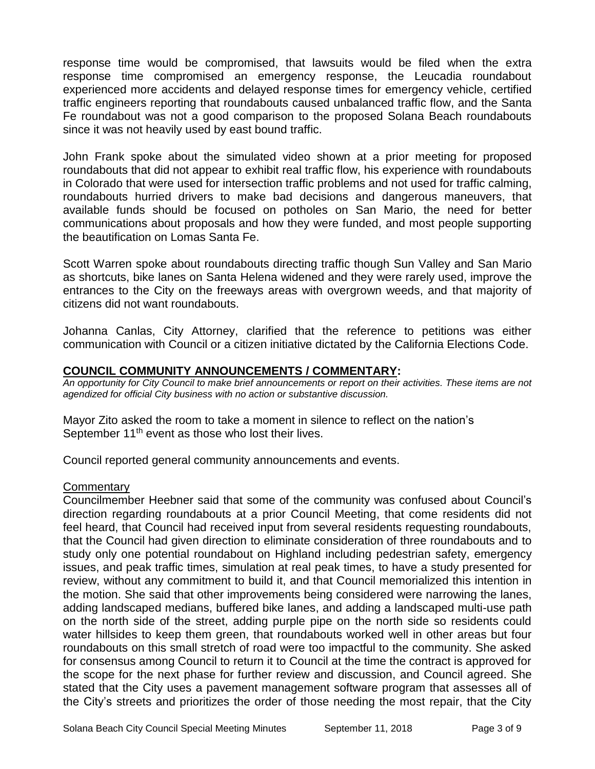response time would be compromised, that lawsuits would be filed when the extra response time compromised an emergency response, the Leucadia roundabout experienced more accidents and delayed response times for emergency vehicle, certified traffic engineers reporting that roundabouts caused unbalanced traffic flow, and the Santa Fe roundabout was not a good comparison to the proposed Solana Beach roundabouts since it was not heavily used by east bound traffic.

John Frank spoke about the simulated video shown at a prior meeting for proposed roundabouts that did not appear to exhibit real traffic flow, his experience with roundabouts in Colorado that were used for intersection traffic problems and not used for traffic calming, roundabouts hurried drivers to make bad decisions and dangerous maneuvers, that available funds should be focused on potholes on San Mario, the need for better communications about proposals and how they were funded, and most people supporting the beautification on Lomas Santa Fe.

Scott Warren spoke about roundabouts directing traffic though Sun Valley and San Mario as shortcuts, bike lanes on Santa Helena widened and they were rarely used, improve the entrances to the City on the freeways areas with overgrown weeds, and that majority of citizens did not want roundabouts.

Johanna Canlas, City Attorney, clarified that the reference to petitions was either communication with Council or a citizen initiative dictated by the California Elections Code.

## COUNCIL COMMUNITY ANNOUNCEMENTS / COMMENTARY:

*An opportunity for City Council to make brief announcements or report on their activities. These items are not agendized for official City business with no action or substantive discussion.*

Mayor Zito asked the room to take a moment in silence to reflect on the nation's September 11th event as those who lost their lives.

Council reported general community announcements and events.

Commentary

Councilmember Heebner said that some of the community was confused about Council's direction regarding roundabouts at a prior Council Meeting, that come residents did not feel heard, that Council had received input from several residents requesting roundabouts, that the Council had given direction to eliminate consideration of three roundabouts and to study only one potential roundabout on Highland including pedestrian safety, emergency issues, and peak traffic times, simulation at real peak times, to have a study presented for review, without any commitment to build it, and that Council memorialized this intention in the motion. She said that other improvements being considered were narrowing the lanes, adding landscaped medians, buffered bike lanes, and adding a landscaped multi-use path on the north side of the street, adding purple pipe on the north side so residents could water hillsides to keep them green, that roundabouts worked well in other areas but four roundabouts on this small stretch of road were too impactful to the community. She asked for consensus among Council to return it to Council at the time the contract is approved for the scope for the next phase for further review and discussion, and Council agreed. She stated that the City uses a pavement management software program that assesses all of the City's streets and prioritizes the order of those needing the most repair, that the City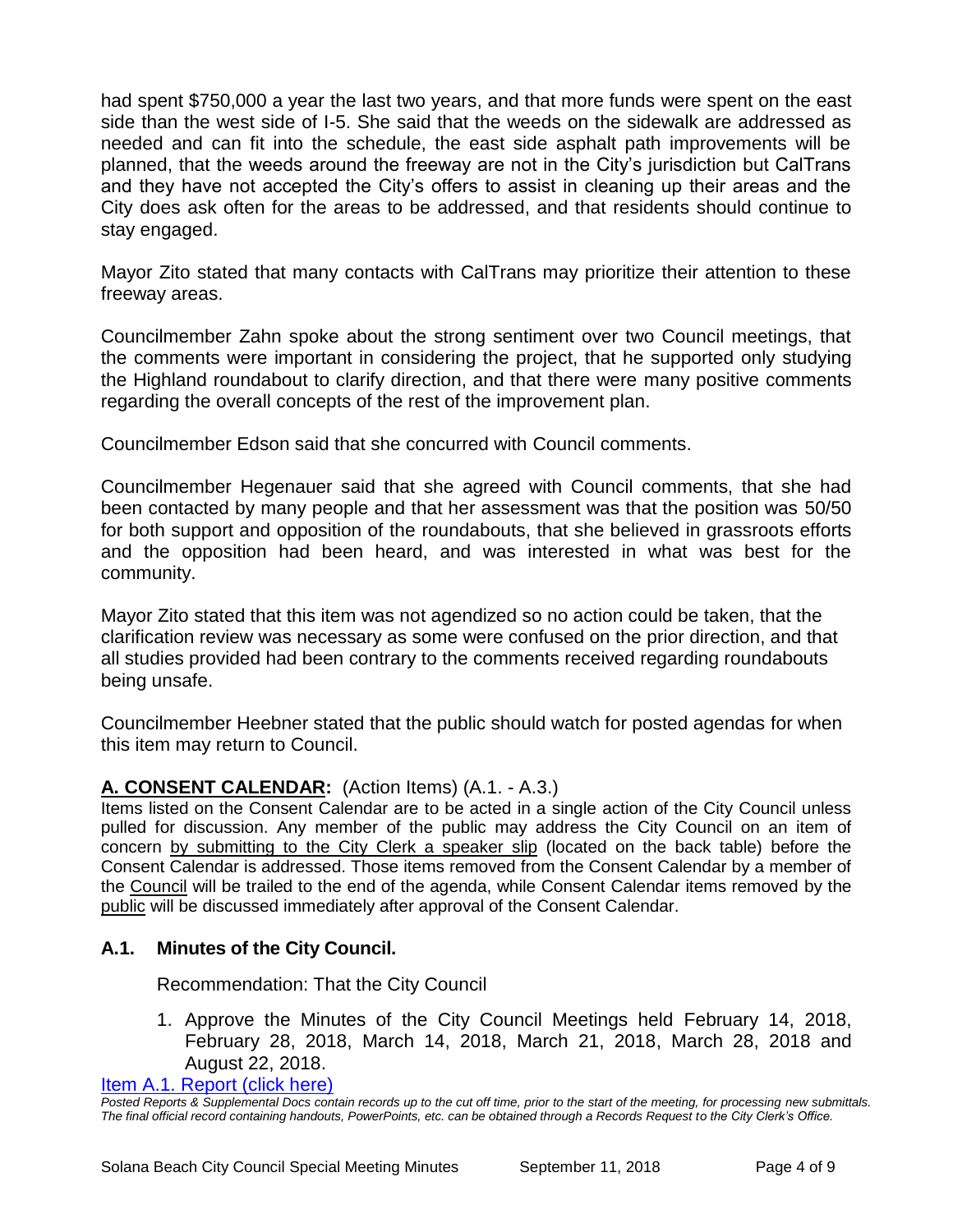had spent $750,000 a year the last two years, and that more funds were spent on the east side than the west side of I-5. She said that the weeds on the sidewalk are addressed as needed and can fit into the schedule, the east side asphalt path improvements will be planned, that the weeds around the freeway are not in the City's jurisdiction but CalTrans and they have not accepted the City's offers to assist in cleaning up their areas and the City does ask often for the areas to be addressed, and that residents should continue to stay engaged.

Mayor Zito stated that many contacts with CalTrans may prioritize their attention to these freeway areas.

Councilmember Zahn spoke about the strong sentiment over two Council meetings, that the comments were important in considering the project, that he supported only studying the Highland roundabout to clarify direction, and that there were many positive comments regarding the overall concepts of the rest of the improvement plan.

Councilmember Edson said that she concurred with Council comments.

Councilmember Hegenauer said that she agreed with Council comments, that she had been contacted by many people and that her assessment was that the position was 50/50 for both support and opposition of the roundabouts, that she believed in grassroots efforts and the opposition had been heard, and was interested in what was best for the community.

Mayor Zito stated that this item was not agendized so no action could be taken, that the clarification review was necessary as some were confused on the prior direction, and that all studies provided had been contrary to the comments received regarding roundabouts being unsafe.

Councilmember Heebner stated that the public should watch for posted agendas for when this item may return to Council.

## A. CONSENT CALENDAR: (Action Items) (A.1. - A.3.)

Items listed on the Consent Calendar are to be acted in a single action of the City Council unless pulled for discussion. Any member of the public may address the City Council on an item of concern by submitting to the City Clerk a speaker slip (located on the back table) before the Consent Calendar is addressed. Those items removed from the Consent Calendar by a member of the Council will be trailed to the end of the agenda, while Consent Calendar items removed by the public will be discussed immediately after approval of the Consent Calendar.

### A.1. Minutes of the City Council.

Recommendation: That the City Council

1. Approve the Minutes of the City Council Meetings held February 14, 2018, February 28, 2018, March 14, 2018, March 21, 2018, March 28, 2018 and August 22, 2018.

Item A.1. Report (click here)

*Posted Reports & Supplemental Docs contain records up to the cut off time, prior to the start of the meeting, for processing new submittals. The final official record containing handouts, PowerPoints, etc. can be obtained through a Records Request to the City Clerk's Office.*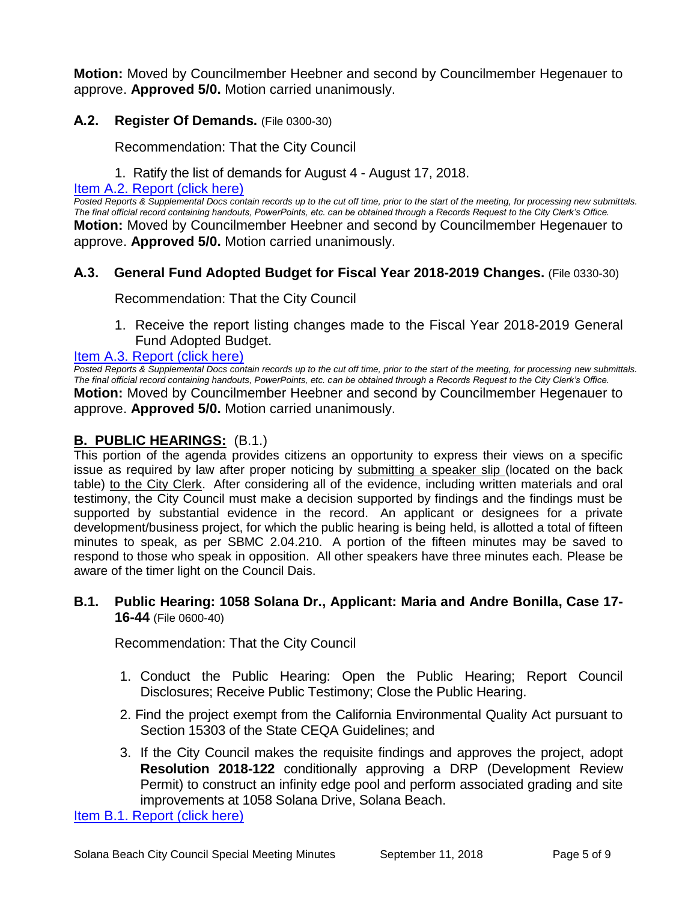**Motion:** Moved by Councilmember Heebner and second by Councilmember Hegenauer to approve. **Approved 5/0.** Motion carried unanimously.

### A.2. Register Of Demands. (File 0300-30)

Recommendation: That the City Council

1. Ratify the list of demands for August 4 - August 17, 2018.

[Item A.2. Report (click here)]

*Posted Reports & Supplemental Docs contain records up to the cut off time, prior to the start of the meeting, for processing new submittals. The final official record containing handouts, PowerPoints, etc. can be obtained through a Records Request to the City Clerk's Office.*

**Motion:** Moved by Councilmember Heebner and second by Councilmember Hegenauer to approve. **Approved 5/0.** Motion carried unanimously.

### A.3. General Fund Adopted Budget for Fiscal Year 2018-2019 Changes. (File 0330-30)

Recommendation: That the City Council

1. Receive the report listing changes made to the Fiscal Year 2018-2019 General Fund Adopted Budget.

[Item A.3. Report (click here)]

*Posted Reports & Supplemental Docs contain records up to the cut off time, prior to the start of the meeting, for processing new submittals. The final official record containing handouts, PowerPoints, etc. can be obtained through a Records Request to the City Clerk's Office.*

**Motion:** Moved by Councilmember Heebner and second by Councilmember Hegenauer to approve. **Approved 5/0.** Motion carried unanimously.

## B. PUBLIC HEARINGS: (B.1.)

This portion of the agenda provides citizens an opportunity to express their views on a specific issue as required by law after proper noticing by submitting a speaker slip (located on the back table) to the City Clerk. After considering all of the evidence, including written materials and oral testimony, the City Council must make a decision supported by findings and the findings must be supported by substantial evidence in the record. An applicant or designees for a private development/business project, for which the public hearing is being held, is allotted a total of fifteen minutes to speak, as per SBMC 2.04.210. A portion of the fifteen minutes may be saved to respond to those who speak in opposition. All other speakers have three minutes each. Please be aware of the timer light on the Council Dais.

### B.1. Public Hearing: 1058 Solana Dr., Applicant: Maria and Andre Bonilla, Case 17-16-44 (File 0600-40)

Recommendation: That the City Council

1. Conduct the Public Hearing: Open the Public Hearing; Report Council Disclosures; Receive Public Testimony; Close the Public Hearing.
2. Find the project exempt from the California Environmental Quality Act pursuant to Section 15303 of the State CEQA Guidelines; and
3. If the City Council makes the requisite findings and approves the project, adopt **Resolution 2018-122** conditionally approving a DRP (Development Review Permit) to construct an infinity edge pool and perform associated grading and site improvements at 1058 Solana Drive, Solana Beach.

[Item B.1. Report (click here)]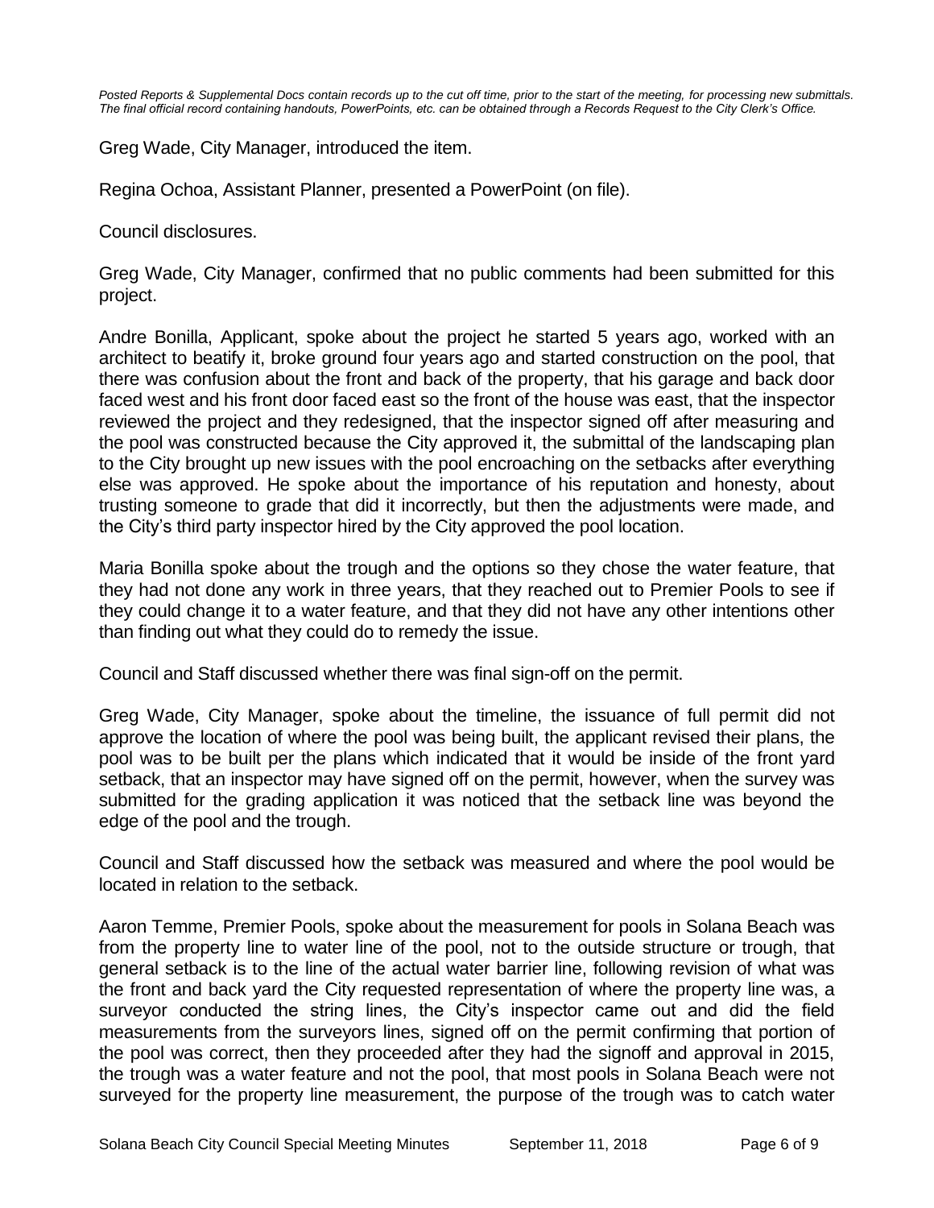*Posted Reports & Supplemental Docs contain records up to the cut off time, prior to the start of the meeting, for processing new submittals. The final official record containing handouts, PowerPoints, etc. can be obtained through a Records Request to the City Clerk's Office.*

Greg Wade, City Manager, introduced the item.

Regina Ochoa, Assistant Planner, presented a PowerPoint (on file).

Council disclosures.

Greg Wade, City Manager, confirmed that no public comments had been submitted for this project.

Andre Bonilla, Applicant, spoke about the project he started 5 years ago, worked with an architect to beatify it, broke ground four years ago and started construction on the pool, that there was confusion about the front and back of the property, that his garage and back door faced west and his front door faced east so the front of the house was east, that the inspector reviewed the project and they redesigned, that the inspector signed off after measuring and the pool was constructed because the City approved it, the submittal of the landscaping plan to the City brought up new issues with the pool encroaching on the setbacks after everything else was approved. He spoke about the importance of his reputation and honesty, about trusting someone to grade that did it incorrectly, but then the adjustments were made, and the City's third party inspector hired by the City approved the pool location.

Maria Bonilla spoke about the trough and the options so they chose the water feature, that they had not done any work in three years, that they reached out to Premier Pools to see if they could change it to a water feature, and that they did not have any other intentions other than finding out what they could do to remedy the issue.

Council and Staff discussed whether there was final sign-off on the permit.

Greg Wade, City Manager, spoke about the timeline, the issuance of full permit did not approve the location of where the pool was being built, the applicant revised their plans, the pool was to be built per the plans which indicated that it would be inside of the front yard setback, that an inspector may have signed off on the permit, however, when the survey was submitted for the grading application it was noticed that the setback line was beyond the edge of the pool and the trough.

Council and Staff discussed how the setback was measured and where the pool would be located in relation to the setback.

Aaron Temme, Premier Pools, spoke about the measurement for pools in Solana Beach was from the property line to water line of the pool, not to the outside structure or trough, that general setback is to the line of the actual water barrier line, following revision of what was the front and back yard the City requested representation of where the property line was, a surveyor conducted the string lines, the City's inspector came out and did the field measurements from the surveyors lines, signed off on the permit confirming that portion of the pool was correct, then they proceeded after they had the signoff and approval in 2015, the trough was a water feature and not the pool, that most pools in Solana Beach were not surveyed for the property line measurement, the purpose of the trough was to catch water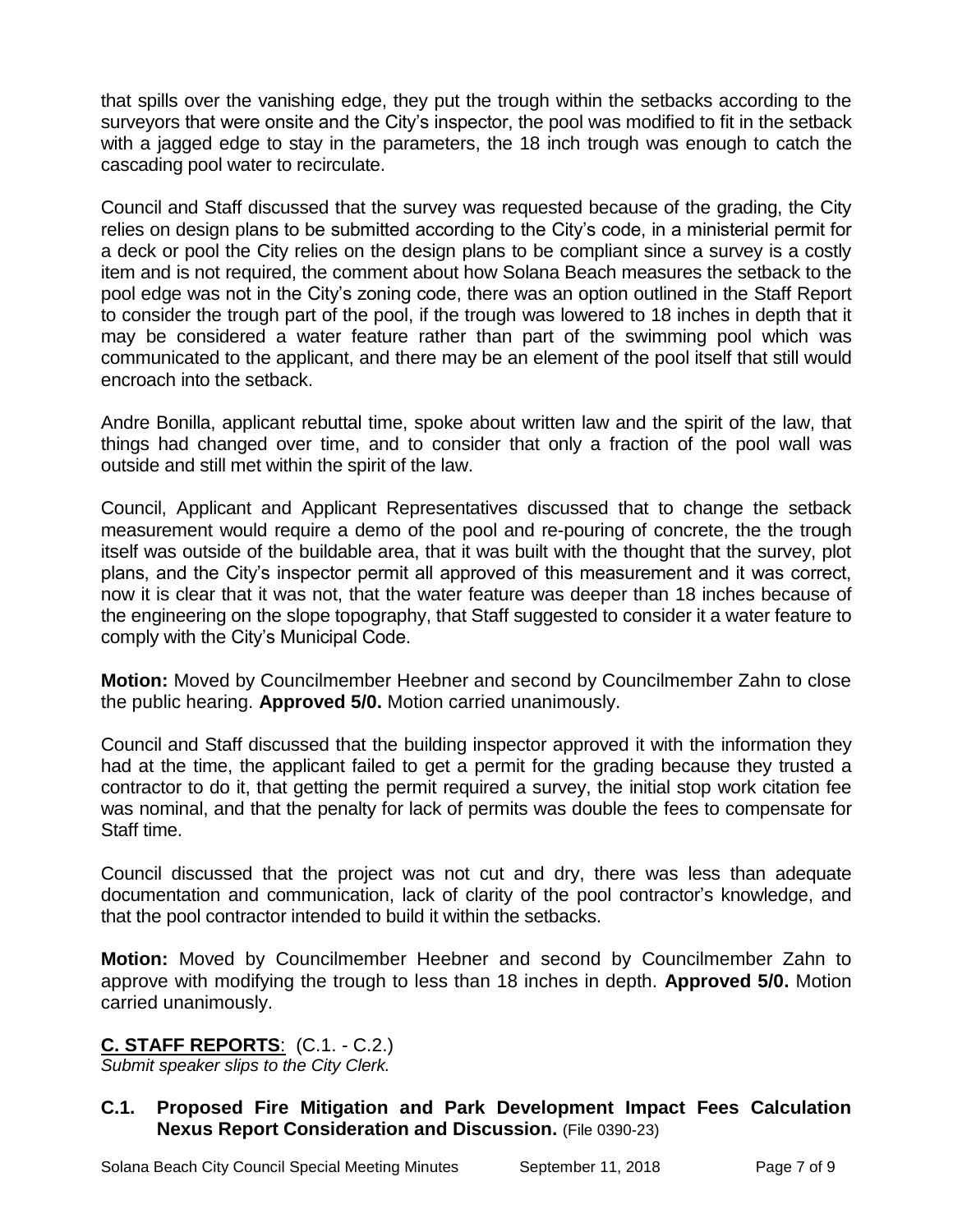that spills over the vanishing edge, they put the trough within the setbacks according to the surveyors that were onsite and the City's inspector, the pool was modified to fit in the setback with a jagged edge to stay in the parameters, the 18 inch trough was enough to catch the cascading pool water to recirculate.

Council and Staff discussed that the survey was requested because of the grading, the City relies on design plans to be submitted according to the City's code, in a ministerial permit for a deck or pool the City relies on the design plans to be compliant since a survey is a costly item and is not required, the comment about how Solana Beach measures the setback to the pool edge was not in the City's zoning code, there was an option outlined in the Staff Report to consider the trough part of the pool, if the trough was lowered to 18 inches in depth that it may be considered a water feature rather than part of the swimming pool which was communicated to the applicant, and there may be an element of the pool itself that still would encroach into the setback.

Andre Bonilla, applicant rebuttal time, spoke about written law and the spirit of the law, that things had changed over time, and to consider that only a fraction of the pool wall was outside and still met within the spirit of the law.

Council, Applicant and Applicant Representatives discussed that to change the setback measurement would require a demo of the pool and re-pouring of concrete, the the trough itself was outside of the buildable area, that it was built with the thought that the survey, plot plans, and the City's inspector permit all approved of this measurement and it was correct, now it is clear that it was not, that the water feature was deeper than 18 inches because of the engineering on the slope topography, that Staff suggested to consider it a water feature to comply with the City's Municipal Code.

**Motion:** Moved by Councilmember Heebner and second by Councilmember Zahn to close the public hearing. **Approved 5/0.** Motion carried unanimously.

Council and Staff discussed that the building inspector approved it with the information they had at the time, the applicant failed to get a permit for the grading because they trusted a contractor to do it, that getting the permit required a survey, the initial stop work citation fee was nominal, and that the penalty for lack of permits was double the fees to compensate for Staff time.

Council discussed that the project was not cut and dry, there was less than adequate documentation and communication, lack of clarity of the pool contractor's knowledge, and that the pool contractor intended to build it within the setbacks.

**Motion:** Moved by Councilmember Heebner and second by Councilmember Zahn to approve with modifying the trough to less than 18 inches in depth. **Approved 5/0.** Motion carried unanimously.

## C. STAFF REPORTS: (C.1. - C.2.)

*Submit speaker slips to the City Clerk.*

### C.1. Proposed Fire Mitigation and Park Development Impact Fees Calculation Nexus Report Consideration and Discussion. (File 0390-23)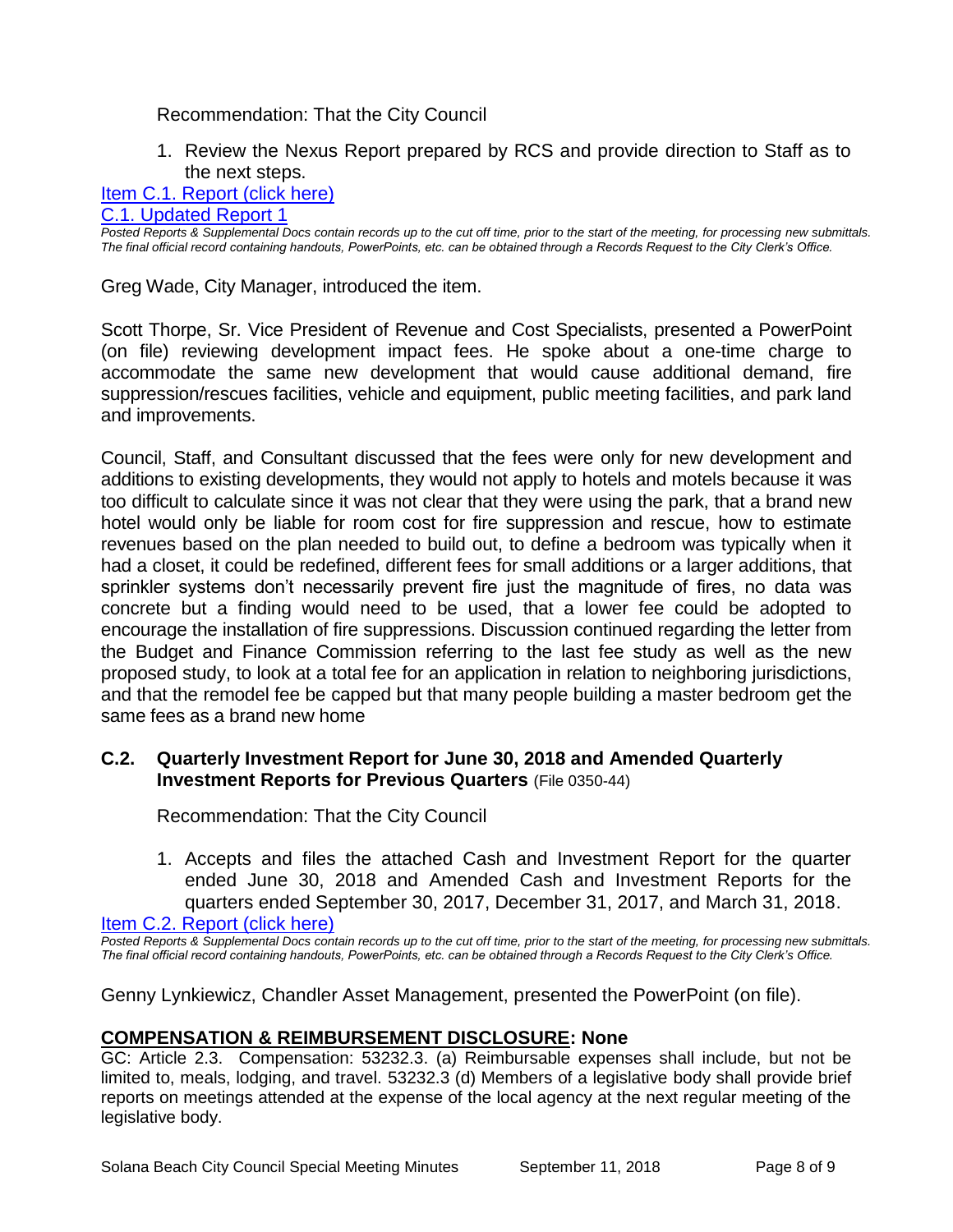Recommendation: That the City Council

1. Review the Nexus Report prepared by RCS and provide direction to Staff as to the next steps.

[Item C.1. Report (click here)](#)
[C.1. Updated Report 1](#)

*Posted Reports & Supplemental Docs contain records up to the cut off time, prior to the start of the meeting, for processing new submittals. The final official record containing handouts, PowerPoints, etc. can be obtained through a Records Request to the City Clerk's Office.*

Greg Wade, City Manager, introduced the item.

Scott Thorpe, Sr. Vice President of Revenue and Cost Specialists, presented a PowerPoint (on file) reviewing development impact fees. He spoke about a one-time charge to accommodate the same new development that would cause additional demand, fire suppression/rescues facilities, vehicle and equipment, public meeting facilities, and park land and improvements.

Council, Staff, and Consultant discussed that the fees were only for new development and additions to existing developments, they would not apply to hotels and motels because it was too difficult to calculate since it was not clear that they were using the park, that a brand new hotel would only be liable for room cost for fire suppression and rescue, how to estimate revenues based on the plan needed to build out, to define a bedroom was typically when it had a closet, it could be redefined, different fees for small additions or a larger additions, that sprinkler systems don't necessarily prevent fire just the magnitude of fires, no data was concrete but a finding would need to be used, that a lower fee could be adopted to encourage the installation of fire suppressions. Discussion continued regarding the letter from the Budget and Finance Commission referring to the last fee study as well as the new proposed study, to look at a total fee for an application in relation to neighboring jurisdictions, and that the remodel fee be capped but that many people building a master bedroom get the same fees as a brand new home

### C.2. Quarterly Investment Report for June 30, 2018 and Amended Quarterly Investment Reports for Previous Quarters (File 0350-44)

Recommendation: That the City Council

1. Accepts and files the attached Cash and Investment Report for the quarter ended June 30, 2018 and Amended Cash and Investment Reports for the quarters ended September 30, 2017, December 31, 2017, and March 31, 2018.

[Item C.2. Report (click here)](#)

*Posted Reports & Supplemental Docs contain records up to the cut off time, prior to the start of the meeting, for processing new submittals. The final official record containing handouts, PowerPoints, etc. can be obtained through a Records Request to the City Clerk's Office.*

Genny Lynkiewicz, Chandler Asset Management, presented the PowerPoint (on file).

## COMPENSATION & REIMBURSEMENT DISCLOSURE: None

GC: Article 2.3. Compensation: 53232.3. (a) Reimbursable expenses shall include, but not be limited to, meals, lodging, and travel. 53232.3 (d) Members of a legislative body shall provide brief reports on meetings attended at the expense of the local agency at the next regular meeting of the legislative body.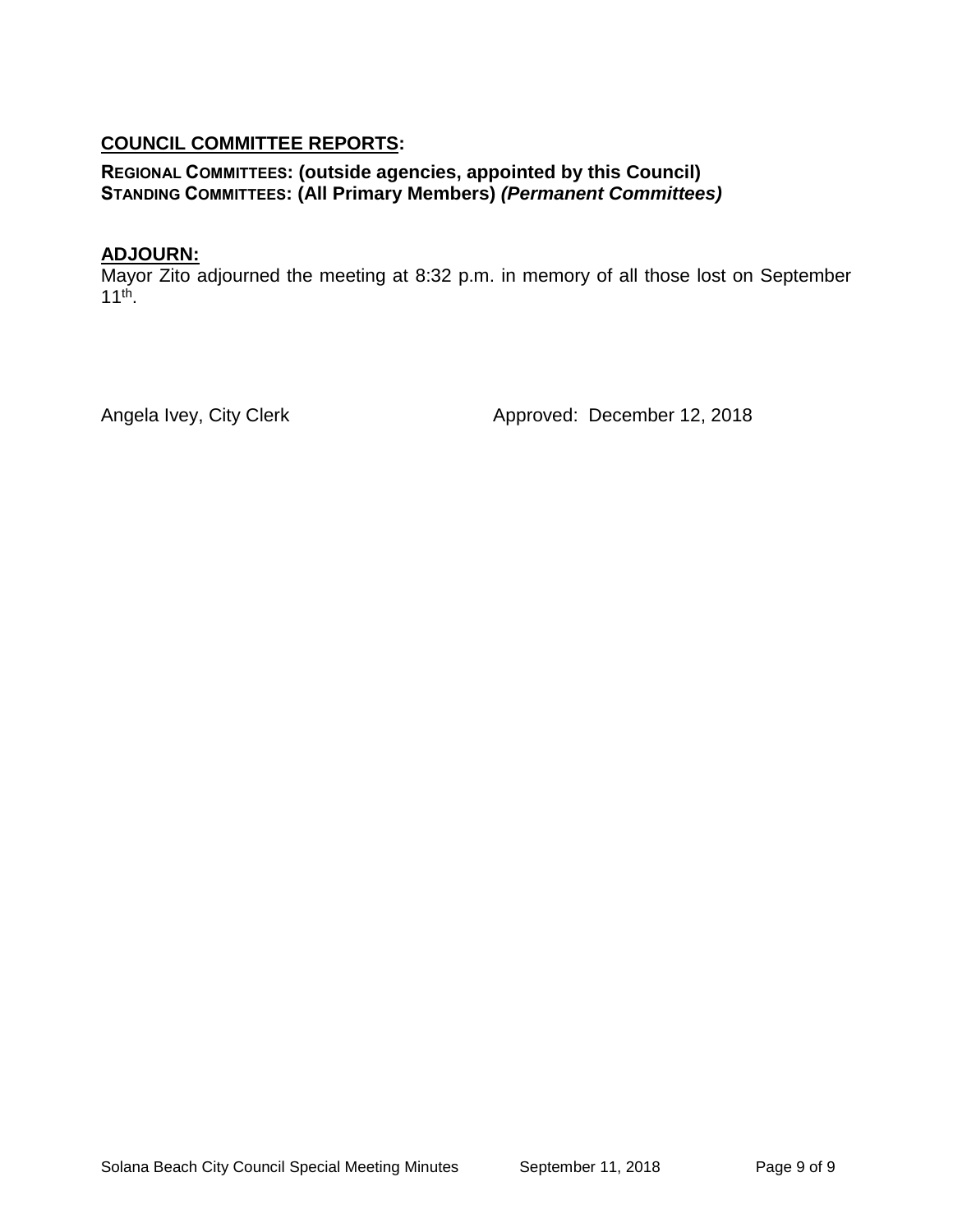## <u>COUNCIL COMMITTEE REPORTS</u>:

**REGIONAL COMMITTEES: (outside agencies, appointed by this Council)**
**STANDING COMMITTEES: (All Primary Members) *(Permanent Committees)***

## <u>ADJOURN:</u>

Mayor Zito adjourned the meeting at 8:32 p.m. in memory of all those lost on September 11th.

Angela Ivey, City Clerk                    Approved: December 12, 2018